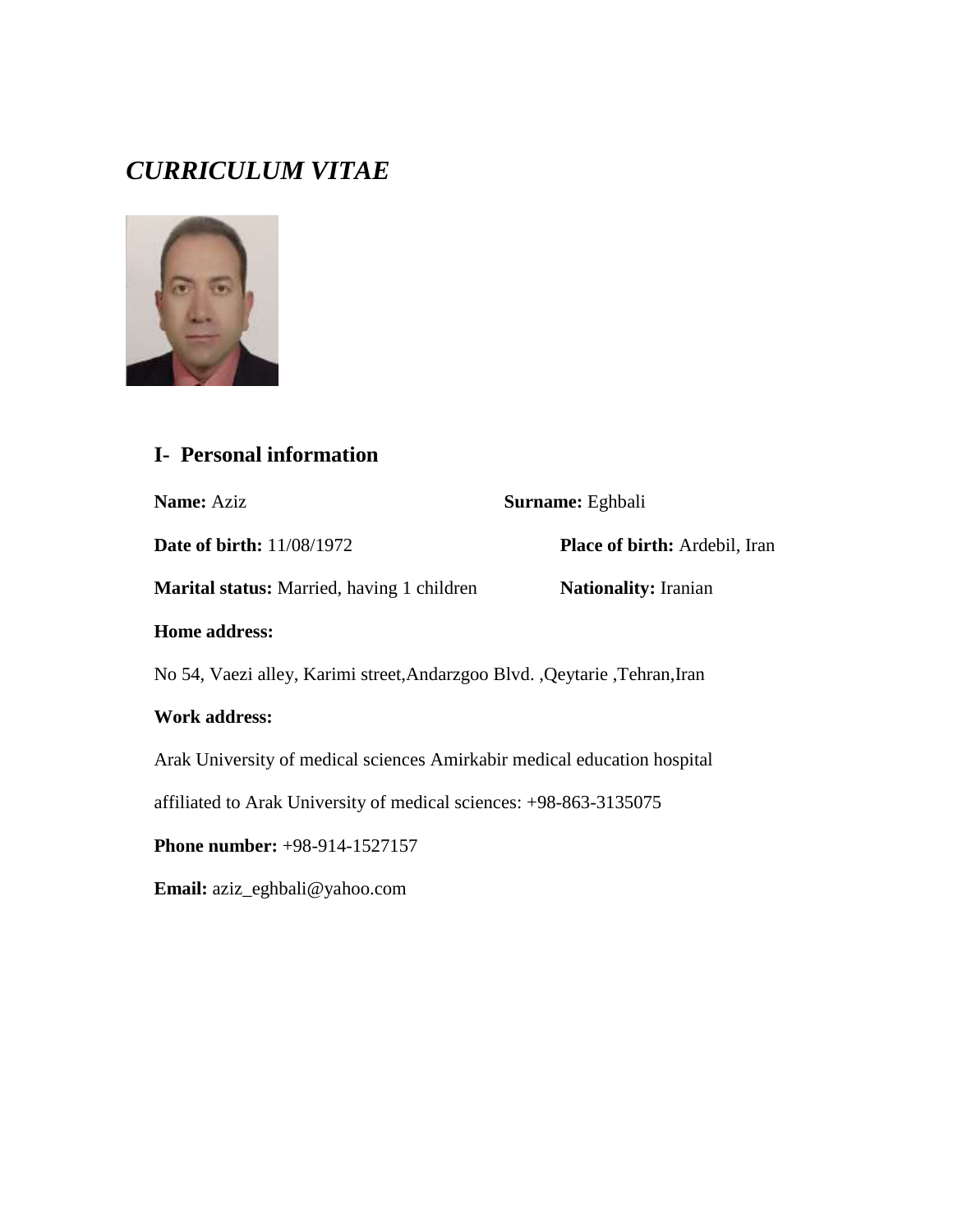# *CURRICULUM VITAE*

## I- Personal information

**Name:** Aziz

**Surname:** Eghbali

**Date of birth:** 11/08/1972

**Place of birth:** Ardebil, Iran

**Marital status:** Married, having 1 children

**Nationality:** Iranian

**Home address:**

No 54, Vaezi alley, Karimi street,Andarzgoo Blvd. ,Qeytarie ,Tehran,Iran

**Work address:**

Arak University of medical sciences Amirkabir medical education hospital

affiliated to Arak University of medical sciences: +98-863-3135075

**Phone number:** +98-914-1527157

**Email:** aziz_eghbali@yahoo.com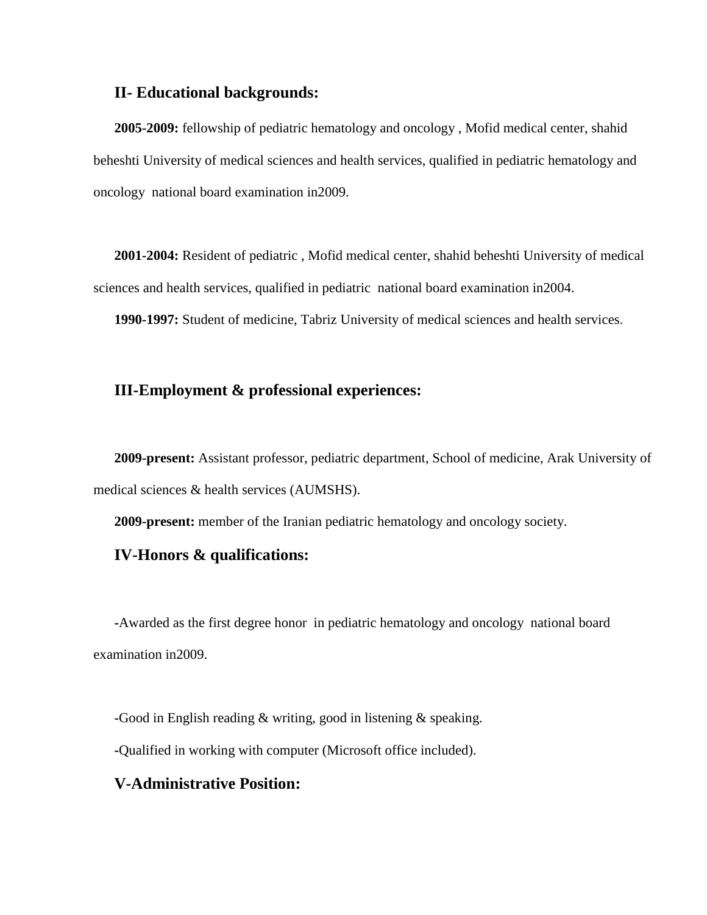## II- Educational backgrounds:

**2005-2009:** fellowship of pediatric hematology and oncology , Mofid medical center, shahid beheshti University of medical sciences and health services, qualified in pediatric hematology and oncology national board examination in2009.

**2001-2004:** Resident of pediatric , Mofid medical center, shahid beheshti University of medical sciences and health services, qualified in pediatric national board examination in2004.

**1990-1997:** Student of medicine, Tabriz University of medical sciences and health services.

## III-Employment & professional experiences:

**2009-present:** Assistant professor, pediatric department, School of medicine, Arak University of medical sciences & health services (AUMSHS).

**2009-present:** member of the Iranian pediatric hematology and oncology society.

## IV-Honors & qualifications:

-Awarded as the first degree honor in pediatric hematology and oncology national board examination in2009.

-Good in English reading & writing, good in listening & speaking.

-Qualified in working with computer (Microsoft office included).

## V-Administrative Position: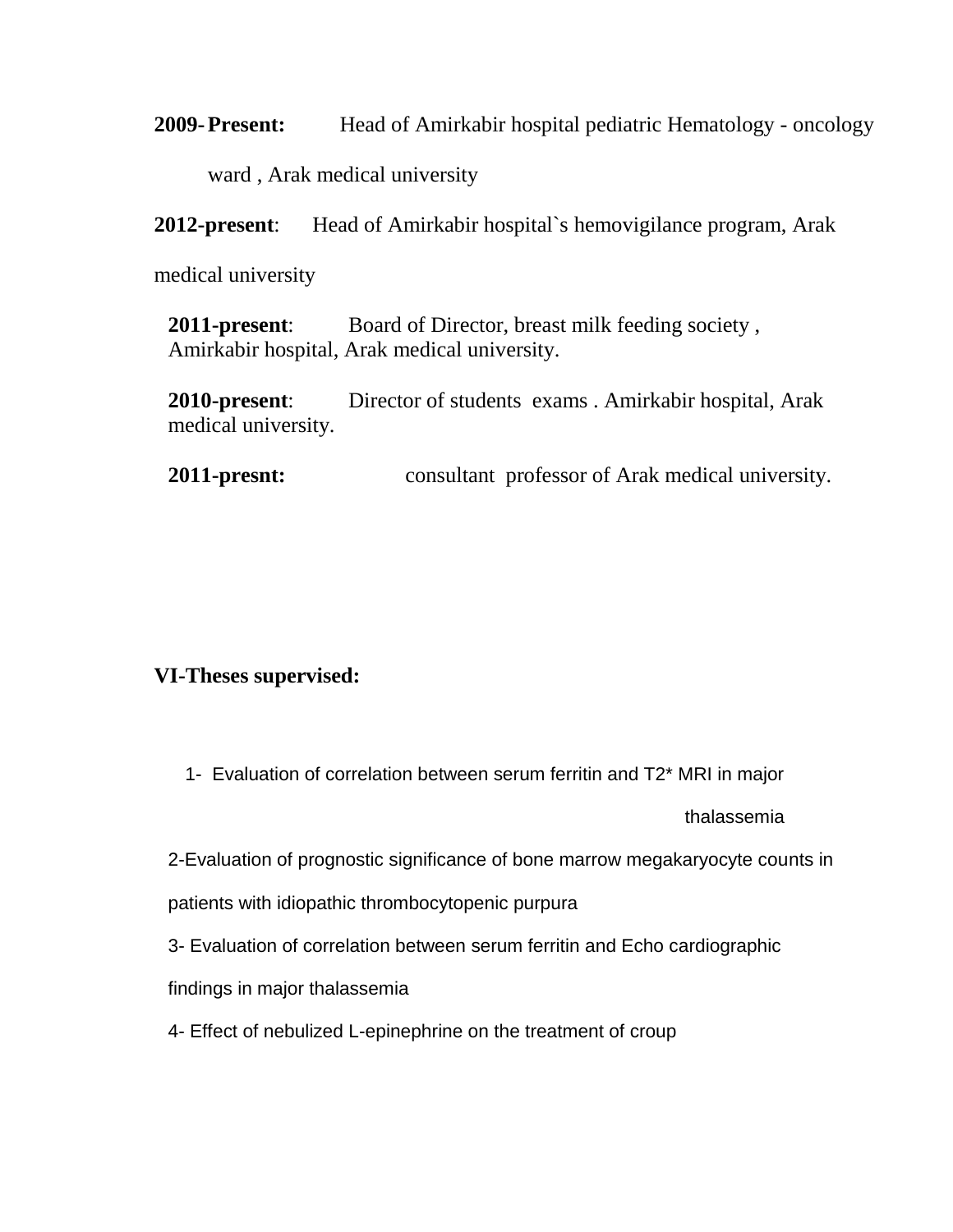**2009- Present:** Head of Amirkabir hospital pediatric Hematology - oncology ward , Arak medical university

**2012-present**: Head of Amirkabir hospital`s hemovigilance program, Arak medical university

**2011-present**: Board of Director, breast milk feeding society , Amirkabir hospital, Arak medical university.

**2010-present**: Director of students exams . Amirkabir hospital, Arak medical university.

**2011-presnt:** consultant professor of Arak medical university.

## VI-Theses supervised:

1- Evaluation of correlation between serum ferritin and T2* MRI in major thalassemia

2-Evaluation of prognostic significance of bone marrow megakaryocyte counts in patients with idiopathic thrombocytopenic purpura

3- Evaluation of correlation between serum ferritin and Echo cardiographic findings in major thalassemia

4- Effect of nebulized L-epinephrine on the treatment of croup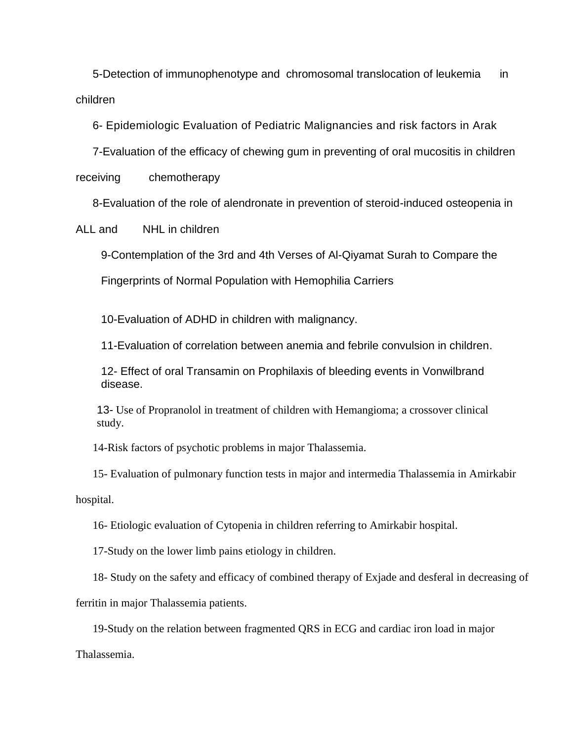5-Detection of immunophenotype and chromosomal translocation of leukemia in children

6- Epidemiologic Evaluation of Pediatric Malignancies and risk factors in Arak

7-Evaluation of the efficacy of chewing gum in preventing of oral mucositis in children receiving chemotherapy

8-Evaluation of the role of alendronate in prevention of steroid-induced osteopenia in ALL and NHL in children

9-Contemplation of the 3rd and 4th Verses of Al-Qiyamat Surah to Compare the Fingerprints of Normal Population with Hemophilia Carriers

10-Evaluation of ADHD in children with malignancy.

11-Evaluation of correlation between anemia and febrile convulsion in children.

12- Effect of oral Transamin on Prophilaxis of bleeding events in Vonwilbrand disease.

13- Use of Propranolol in treatment of children with Hemangioma; a crossover clinical study.

14-Risk factors of psychotic problems in major Thalassemia.

15- Evaluation of pulmonary function tests in major and intermedia Thalassemia in Amirkabir hospital.

16- Etiologic evaluation of Cytopenia in children referring to Amirkabir hospital.

17-Study on the lower limb pains etiology in children.

18- Study on the safety and efficacy of combined therapy of Exjade and desferal in decreasing of ferritin in major Thalassemia patients.

19-Study on the relation between fragmented QRS in ECG and cardiac iron load in major Thalassemia.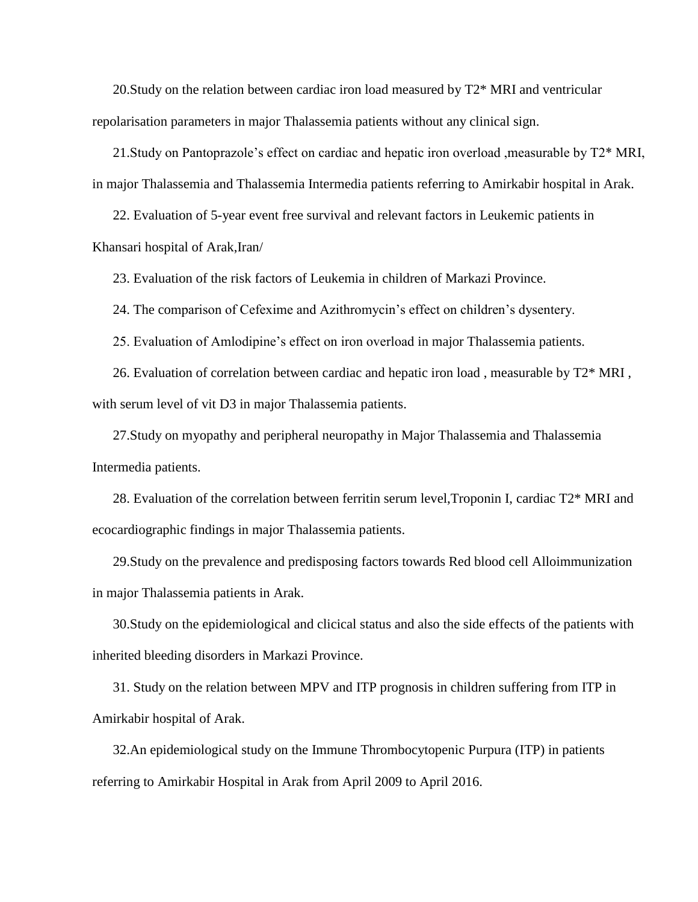20.Study on the relation between cardiac iron load measured by T2* MRI and ventricular repolarisation parameters in major Thalassemia patients without any clinical sign.

21.Study on Pantoprazole's effect on cardiac and hepatic iron overload ,measurable by T2* MRI, in major Thalassemia and Thalassemia Intermedia patients referring to Amirkabir hospital in Arak.

22. Evaluation of 5-year event free survival and relevant factors in Leukemic patients in Khansari hospital of Arak,Iran/

23. Evaluation of the risk factors of Leukemia in children of Markazi Province.

24. The comparison of Cefexime and Azithromycin's effect on children's dysentery.

25. Evaluation of Amlodipine's effect on iron overload in major Thalassemia patients.

26. Evaluation of correlation between cardiac and hepatic iron load , measurable by T2* MRI , with serum level of vit D3 in major Thalassemia patients.

27.Study on myopathy and peripheral neuropathy in Major Thalassemia and Thalassemia Intermedia patients.

28. Evaluation of the correlation between ferritin serum level,Troponin I, cardiac T2* MRI and ecocardiographic findings in major Thalassemia patients.

29.Study on the prevalence and predisposing factors towards Red blood cell Alloimmunization in major Thalassemia patients in Arak.

30.Study on the epidemiological and clicical status and also the side effects of the patients with inherited bleeding disorders in Markazi Province.

31. Study on the relation between MPV and ITP prognosis in children suffering from ITP in Amirkabir hospital of Arak.

32.An epidemiological study on the Immune Thrombocytopenic Purpura (ITP) in patients referring to Amirkabir Hospital in Arak from April 2009 to April 2016.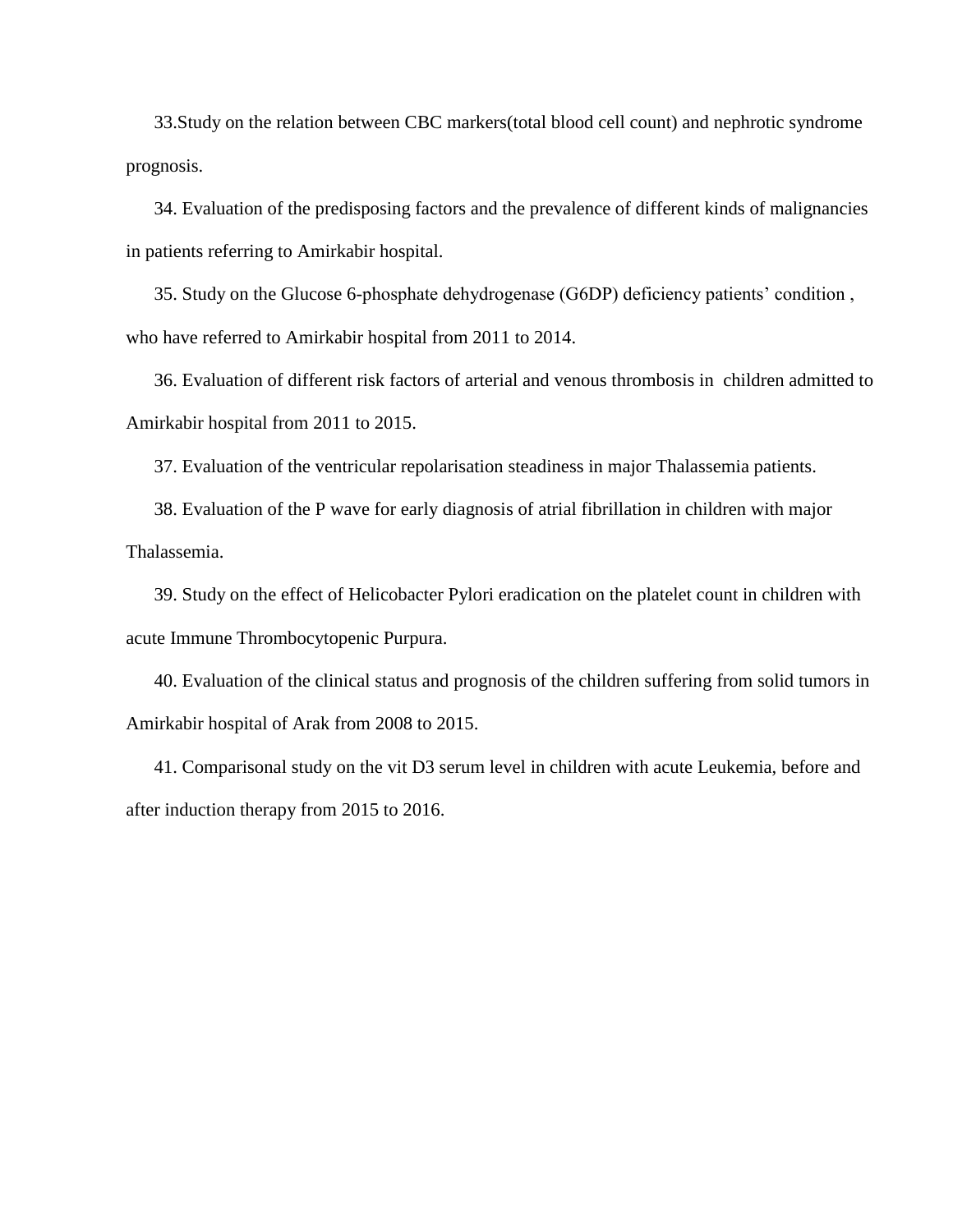33.Study on the relation between CBC markers(total blood cell count) and nephrotic syndrome prognosis.

34. Evaluation of the predisposing factors and the prevalence of different kinds of malignancies in patients referring to Amirkabir hospital.

35. Study on the Glucose 6-phosphate dehydrogenase (G6DP) deficiency patients' condition , who have referred to Amirkabir hospital from 2011 to 2014.

36. Evaluation of different risk factors of arterial and venous thrombosis in children admitted to Amirkabir hospital from 2011 to 2015.

37. Evaluation of the ventricular repolarisation steadiness in major Thalassemia patients.

38. Evaluation of the P wave for early diagnosis of atrial fibrillation in children with major Thalassemia.

39. Study on the effect of Helicobacter Pylori eradication on the platelet count in children with acute Immune Thrombocytopenic Purpura.

40. Evaluation of the clinical status and prognosis of the children suffering from solid tumors in Amirkabir hospital of Arak from 2008 to 2015.

41. Comparisonal study on the vit D3 serum level in children with acute Leukemia, before and after induction therapy from 2015 to 2016.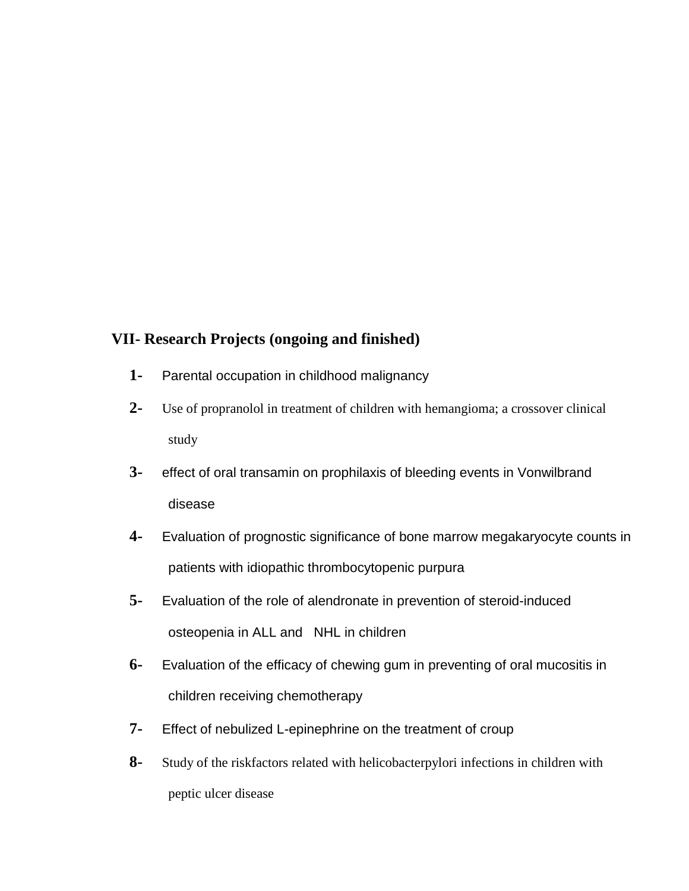## VII- Research Projects (ongoing and finished)

1- Parental occupation in childhood malignancy
2- Use of propranolol in treatment of children with hemangioma; a crossover clinical study
3- effect of oral transamin on prophilaxis of bleeding events in Vonwilbrand disease
4- Evaluation of prognostic significance of bone marrow megakaryocyte counts in patients with idiopathic thrombocytopenic purpura
5- Evaluation of the role of alendronate in prevention of steroid-induced osteopenia in ALL and NHL in children
6- Evaluation of the efficacy of chewing gum in preventing of oral mucositis in children receiving chemotherapy
7- Effect of nebulized L-epinephrine on the treatment of croup
8- Study of the riskfactors related with helicobacterpylori infections in children with peptic ulcer disease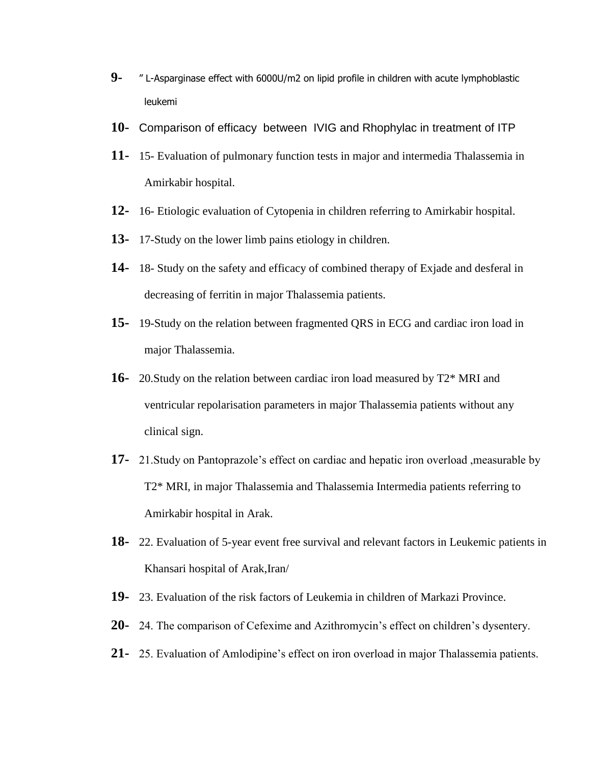**9-** ” L-Asparginase effect with 6000U/m2 on lipid profile in children with acute lymphoblastic leukemi

**10-** Comparison of efficacy between IVIG and Rhophylac in treatment of ITP

**11-** 15- Evaluation of pulmonary function tests in major and intermedia Thalassemia in Amirkabir hospital.

**12-** 16- Etiologic evaluation of Cytopenia in children referring to Amirkabir hospital.

**13-** 17-Study on the lower limb pains etiology in children.

**14-** 18- Study on the safety and efficacy of combined therapy of Exjade and desferal in decreasing of ferritin in major Thalassemia patients.

**15-** 19-Study on the relation between fragmented QRS in ECG and cardiac iron load in major Thalassemia.

**16-** 20.Study on the relation between cardiac iron load measured by T2* MRI and ventricular repolarisation parameters in major Thalassemia patients without any clinical sign.

**17-** 21.Study on Pantoprazole’s effect on cardiac and hepatic iron overload ,measurable by T2* MRI, in major Thalassemia and Thalassemia Intermedia patients referring to Amirkabir hospital in Arak.

**18-** 22. Evaluation of 5-year event free survival and relevant factors in Leukemic patients in Khansari hospital of Arak,Iran/

**19-** 23. Evaluation of the risk factors of Leukemia in children of Markazi Province.

**20-** 24. The comparison of Cefexime and Azithromycin’s effect on children’s dysentery.

**21-** 25. Evaluation of Amlodipine’s effect on iron overload in major Thalassemia patients.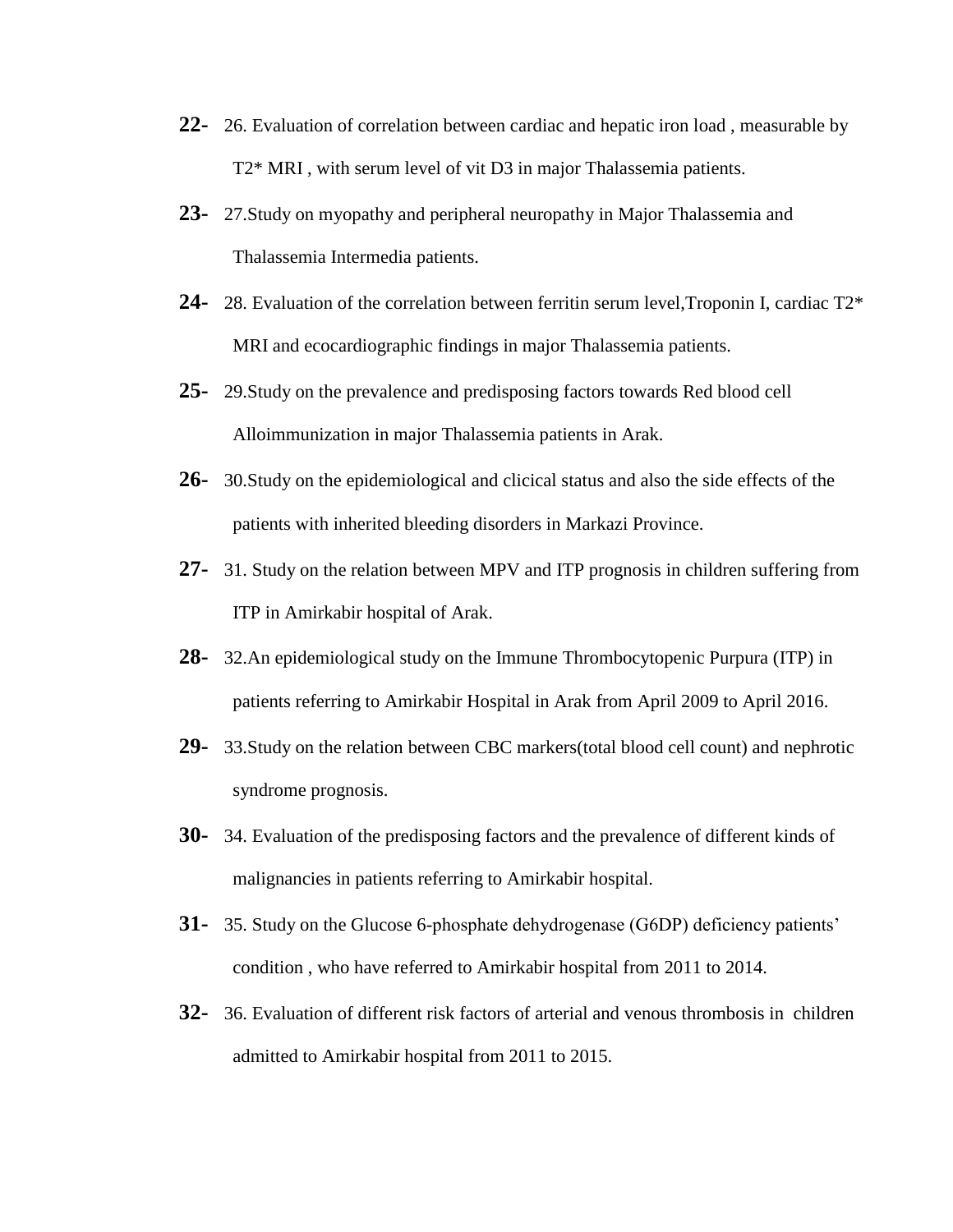**22-** 26. Evaluation of correlation between cardiac and hepatic iron load , measurable by T2* MRI , with serum level of vit D3 in major Thalassemia patients.

**23-** 27.Study on myopathy and peripheral neuropathy in Major Thalassemia and Thalassemia Intermedia patients.

**24-** 28. Evaluation of the correlation between ferritin serum level,Troponin I, cardiac T2* MRI and ecocardiographic findings in major Thalassemia patients.

**25-** 29.Study on the prevalence and predisposing factors towards Red blood cell Alloimmunization in major Thalassemia patients in Arak.

**26-** 30.Study on the epidemiological and clicical status and also the side effects of the patients with inherited bleeding disorders in Markazi Province.

**27-** 31. Study on the relation between MPV and ITP prognosis in children suffering from ITP in Amirkabir hospital of Arak.

**28-** 32.An epidemiological study on the Immune Thrombocytopenic Purpura (ITP) in patients referring to Amirkabir Hospital in Arak from April 2009 to April 2016.

**29-** 33.Study on the relation between CBC markers(total blood cell count) and nephrotic syndrome prognosis.

**30-** 34. Evaluation of the predisposing factors and the prevalence of different kinds of malignancies in patients referring to Amirkabir hospital.

**31-** 35. Study on the Glucose 6-phosphate dehydrogenase (G6DP) deficiency patients' condition , who have referred to Amirkabir hospital from 2011 to 2014.

**32-** 36. Evaluation of different risk factors of arterial and venous thrombosis in children admitted to Amirkabir hospital from 2011 to 2015.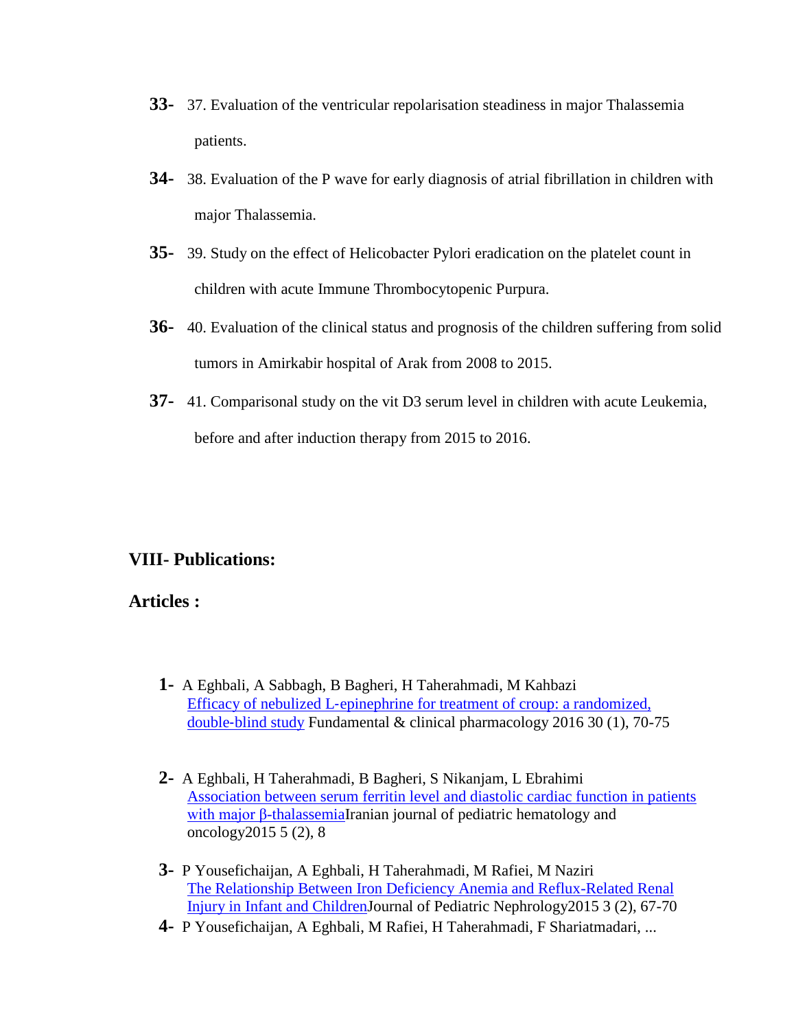**33-** 37. Evaluation of the ventricular repolarisation steadiness in major Thalassemia patients.

**34-** 38. Evaluation of the P wave for early diagnosis of atrial fibrillation in children with major Thalassemia.

**35-** 39. Study on the effect of Helicobacter Pylori eradication on the platelet count in children with acute Immune Thrombocytopenic Purpura.

**36-** 40. Evaluation of the clinical status and prognosis of the children suffering from solid tumors in Amirkabir hospital of Arak from 2008 to 2015.

**37-** 41. Comparisonal study on the vit D3 serum level in children with acute Leukemia, before and after induction therapy from 2015 to 2016.

## VIII- Publications:

### Articles :

**1-** A Eghbali, A Sabbagh, B Bagheri, H Taherahmadi, M Kahbazi
Efficacy of nebulized L-epinephrine for treatment of croup: a randomized, double-blind study Fundamental & clinical pharmacology 2016 30 (1), 70-75

**2-** A Eghbali, H Taherahmadi, B Bagheri, S Nikanjam, L Ebrahimi
Association between serum ferritin level and diastolic cardiac function in patients with major β-thalassemiaIranian journal of pediatric hematology and oncology2015 5 (2), 8

**3-** P Yousefichaijan, A Eghbali, H Taherahmadi, M Rafiei, M Naziri
The Relationship Between Iron Deficiency Anemia and Reflux-Related Renal Injury in Infant and ChildrenJournal of Pediatric Nephrology2015 3 (2), 67-70

**4-** P Yousefichaijan, A Eghbali, M Rafiei, H Taherahmadi, F Shariatmadari, ...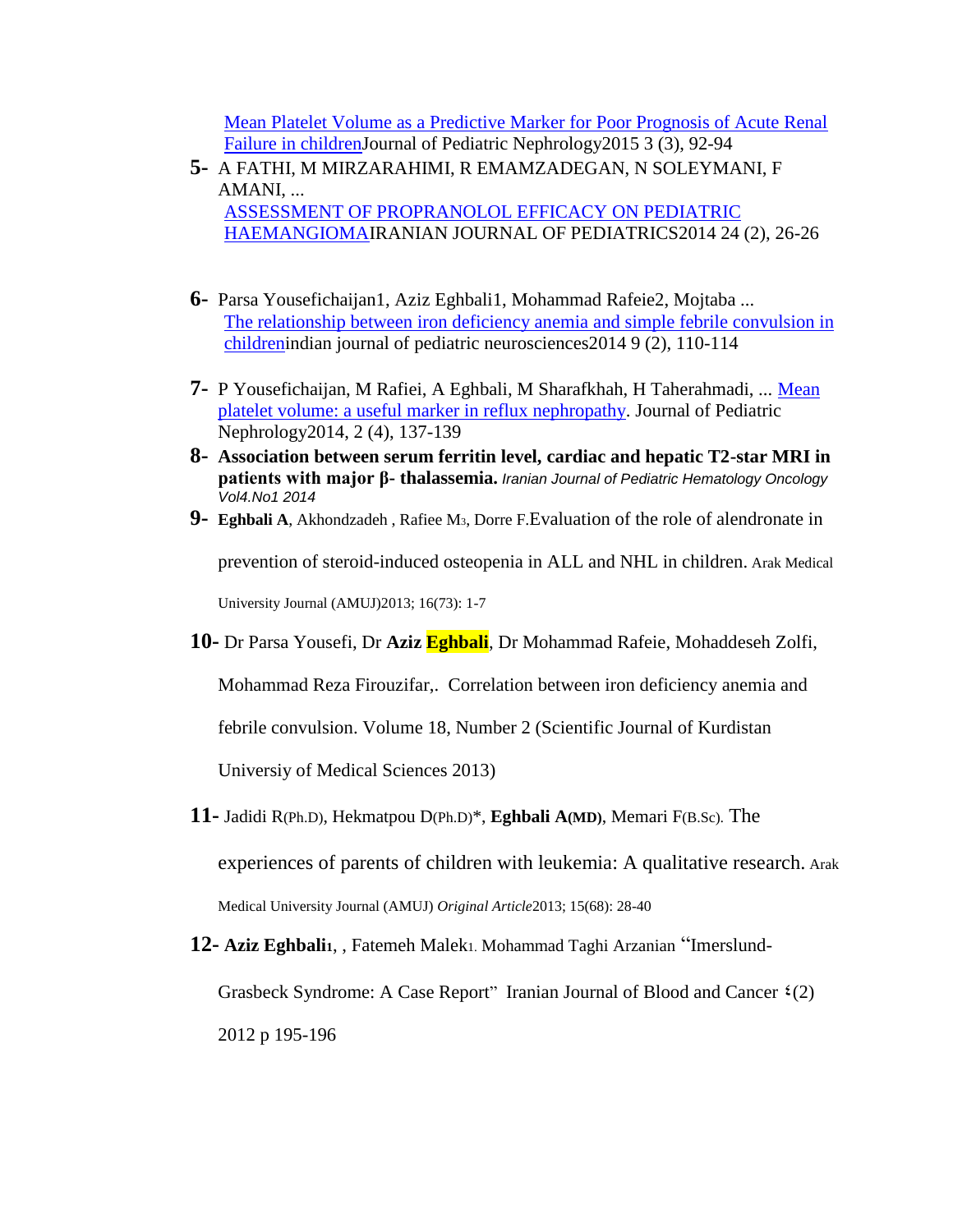[Mean Platelet Volume as a Predictive Marker for Poor Prognosis of Acute Renal Failure in children]Journal of Pediatric Nephrology2015 3 (3), 92-94

5- A FATHI, M MIRZARAHIMI, R EMAMZADEGAN, N SOLEYMANI, F AMANI, ...
ASSESSMENT OF PROPRANOLOL EFFICACY ON PEDIATRIC HAEMANGIOMAIRANIAN JOURNAL OF PEDIATRICS2014 24 (2), 26-26

6- Parsa Yousefichaijan1, Aziz Eghbali1, Mohammad Rafeie2, Mojtaba ...
The relationship between iron deficiency anemia and simple febrile convulsion in childrenindian journal of pediatric neurosciences2014 9 (2), 110-114

7- P Yousefichaijan, M Rafiei, A Eghbali, M Sharafkhah, H Taherahmadi, ... Mean platelet volume: a useful marker in reflux nephropathy. Journal of Pediatric Nephrology2014, 2 (4), 137-139

8- **Association between serum ferritin level, cardiac and hepatic T2-star MRI in patients with major β- thalassemia.** *Iranian Journal of Pediatric Hematology Oncology Vol4.No1 2014*

9- **Eghbali A**, Akhondzadeh , Rafiee M3, Dorre F.Evaluation of the role of alendronate in prevention of steroid-induced osteopenia in ALL and NHL in children. Arak Medical University Journal (AMUJ)2013; 16(73): 1-7

10- Dr Parsa Yousefi, Dr **Aziz Eghbali**, Dr Mohammad Rafeie, Mohaddeseh Zolfi, Mohammad Reza Firouzifar,. Correlation between iron deficiency anemia and febrile convulsion. Volume 18, Number 2 (Scientific Journal of Kurdistan Universiy of Medical Sciences 2013)

11- Jadidi R(Ph.D), Hekmatpou D(Ph.D)*, **Eghbali A(MD)**, Memari F(B.Sc). The experiences of parents of children with leukemia: A qualitative research. Arak Medical University Journal (AMUJ) *Original Article*2013; 15(68): 28-40

12- **Aziz Eghbali**1, , Fatemeh Malek1. Mohammad Taghi Arzanian "Imerslund-Grasbeck Syndrome: A Case Report" Iranian Journal of Blood and Cancer ٤(2) 2012 p 195-196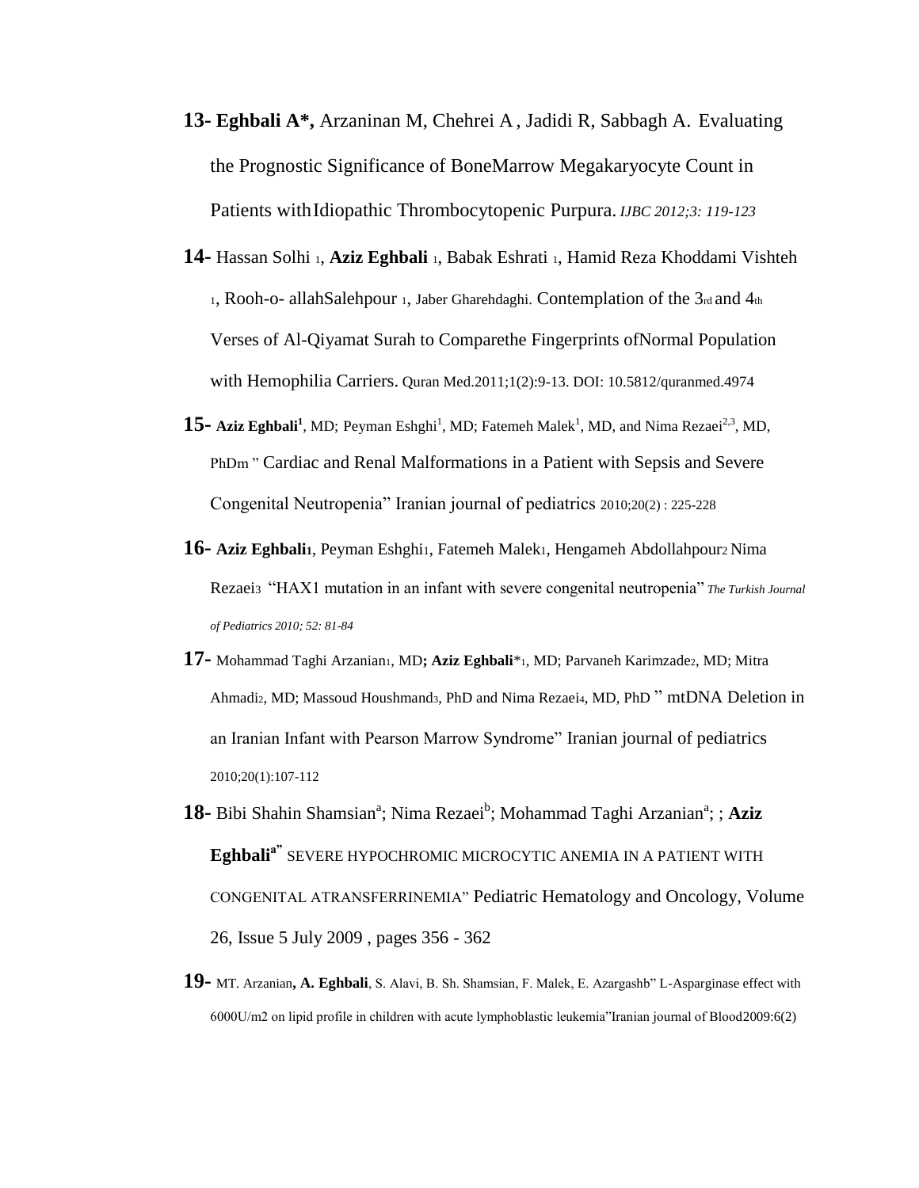13- **Eghbali A\*,** Arzaninan M, Chehrei A , Jadidi R, Sabbagh A. Evaluating the Prognostic Significance of BoneMarrow Megakaryocyte Count in Patients withIdiopathic Thrombocytopenic Purpura. *IJBC 2012;3: 119-123*

14- Hassan Solhi [1], **Aziz Eghbali** [1], Babak Eshrati [1], Hamid Reza Khoddami Vishteh [1], Rooh-o- allahSalehpour [1], Jaber Gharehdaghi. Contemplation of the 3rd and 4th Verses of Al-Qiyamat Surah to Comparethe Fingerprints ofNormal Population with Hemophilia Carriers. Quran Med.2011;1(2):9-13. DOI: 10.5812/quranmed.4974

15- **Aziz Eghbali**[1], MD; Peyman Eshghi[1], MD; Fatemeh Malek[1], MD, and Nima Rezaei[2,3], MD, PhDm " Cardiac and Renal Malformations in a Patient with Sepsis and Severe Congenital Neutropenia" Iranian journal of pediatrics 2010;20(2) : 225-228

16- **Aziz Eghbali**[1], Peyman Eshghi[1], Fatemeh Malek[1], Hengameh Abdollahpour[2] Nima Rezaei[3] "HAX1 mutation in an infant with severe congenital neutropenia" *The Turkish Journal of Pediatrics 2010; 52: 81-84*

17- Mohammad Taghi Arzanian[1], MD**; Aziz Eghbali**\*[1], MD; Parvaneh Karimzade[2], MD; Mitra Ahmadi[2], MD; Massoud Houshmand[3], PhD and Nima Rezaei[4], MD, PhD " mtDNA Deletion in an Iranian Infant with Pearson Marrow Syndrome" Iranian journal of pediatrics 2010;20(1):107-112

18- Bibi Shahin Shamsian[a]; Nima Rezaei[b]; Mohammad Taghi Arzanian[a]; ; **Aziz Eghbali**[a]" SEVERE HYPOCHROMIC MICROCYTIC ANEMIA IN A PATIENT WITH CONGENITAL ATRANSFERRINEMIA" Pediatric Hematology and Oncology, Volume 26, Issue 5 July 2009 , pages 356 - 362

19- MT. Arzanian**, A. Eghbali**, S. Alavi, B. Sh. Shamsian, F. Malek, E. Azargashb" L-Asparginase effect with 6000U/m2 on lipid profile in children with acute lymphoblastic leukemia"Iranian journal of Blood2009:6(2)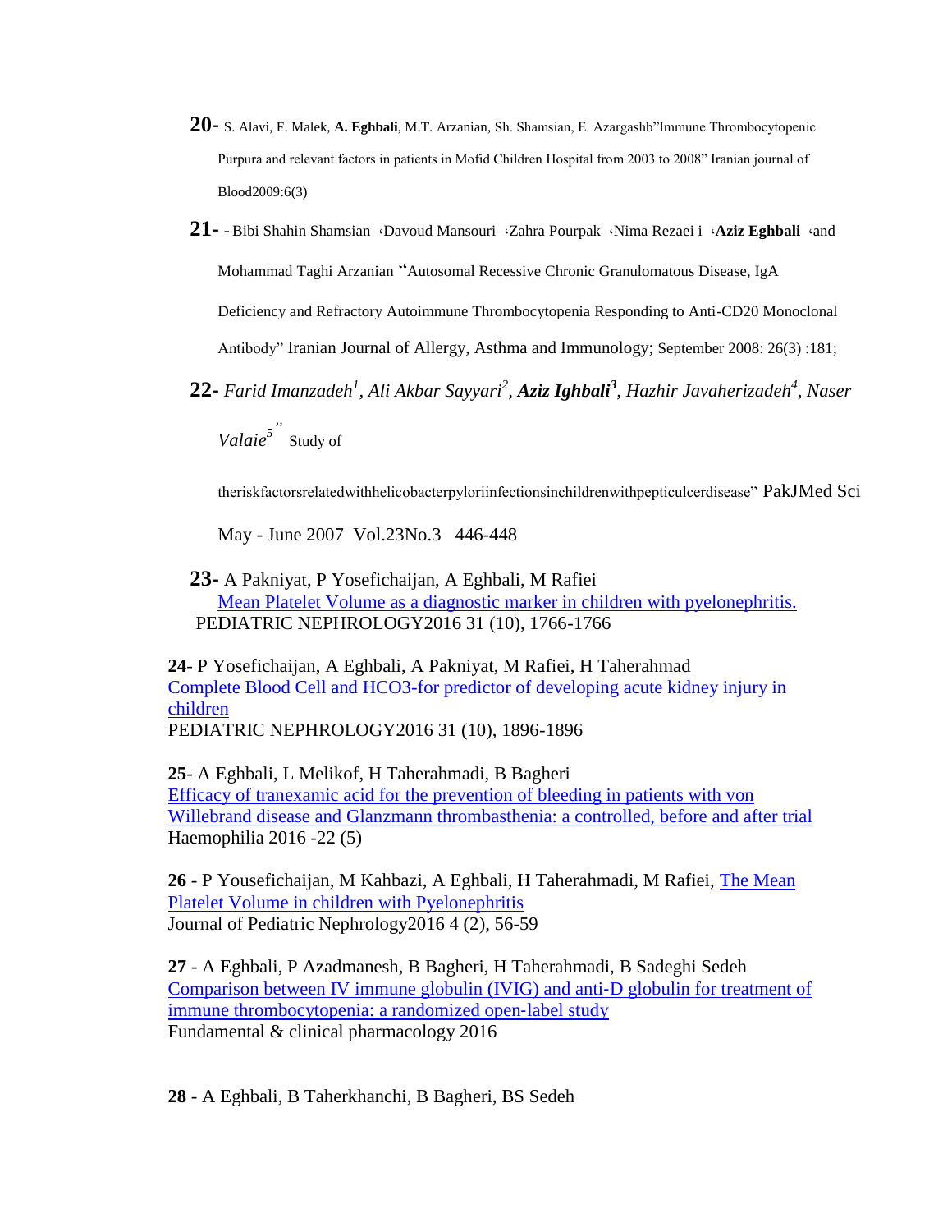**20-** S. Alavi, F. Malek, **A. Eghbali**, M.T. Arzanian, Sh. Shamsian, E. Azargashb"Immune Thrombocytopenic Purpura and relevant factors in patients in Mofid Children Hospital from 2003 to 2008" Iranian journal of Blood2009:6(3)

**21-** - Bibi Shahin Shamsian ،Davoud Mansouri ،Zahra Pourpak ،Nima Rezaei i ،**Aziz Eghbali** ،and Mohammad Taghi Arzanian "Autosomal Recessive Chronic Granulomatous Disease, IgA Deficiency and Refractory Autoimmune Thrombocytopenia Responding to Anti-CD20 Monoclonal Antibody" Iranian Journal of Allergy, Asthma and Immunology; September 2008: 26(3) :181;

**22-** *Farid Imanzadeh[1], Ali Akbar Sayyari[2],* ***Aziz Ighbali[3]****, Hazhir Javaherizadeh[4], Naser Valaie[5]*" Study of theriskfactorsrelatedwithhelicobacterpyloriinfectionsinchildrenwithpepticulcerdisease" PakJMed Sci May - June 2007 Vol.23No.3 446-448

**23-** A Pakniyat, P Yosefichaijan, A Eghbali, M Rafiei
Mean Platelet Volume as a diagnostic marker in children with pyelonephritis.
PEDIATRIC NEPHROLOGY2016 31 (10), 1766-1766

**24**- P Yosefichaijan, A Eghbali, A Pakniyat, M Rafiei, H Taherahmad
Complete Blood Cell and HCO3-for predictor of developing acute kidney injury in children
PEDIATRIC NEPHROLOGY2016 31 (10), 1896-1896

**25**- A Eghbali, L Melikof, H Taherahmadi, B Bagheri
Efficacy of tranexamic acid for the prevention of bleeding in patients with von Willebrand disease and Glanzmann thrombasthenia: a controlled, before and after trial
Haemophilia 2016 -22 (5)

**26** - P Yousefichaijan, M Kahbazi, A Eghbali, H Taherahmadi, M Rafiei, The Mean Platelet Volume in children with Pyelonephritis
Journal of Pediatric Nephrology2016 4 (2), 56-59

**27** - A Eghbali, P Azadmanesh, B Bagheri, H Taherahmadi, B Sadeghi Sedeh
Comparison between IV immune globulin (IVIG) and anti-D globulin for treatment of immune thrombocytopenia: a randomized open-label study
Fundamental & clinical pharmacology 2016

**28** - A Eghbali, B Taherkhanchi, B Bagheri, BS Sedeh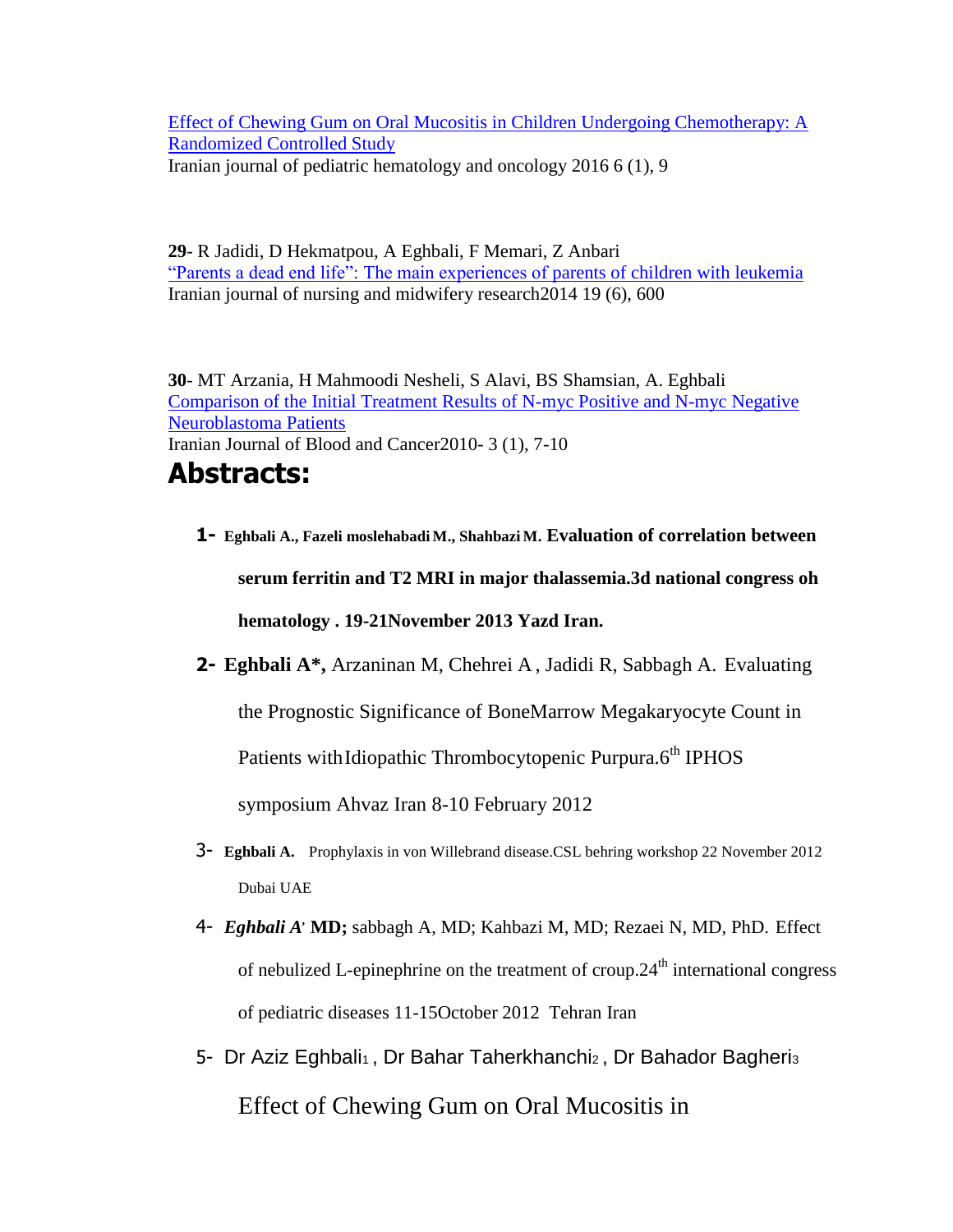Effect of Chewing Gum on Oral Mucositis in Children Undergoing Chemotherapy: A Randomized Controlled Study
Iranian journal of pediatric hematology and oncology 2016 6 (1), 9

**29**- R Jadidi, D Hekmatpou, A Eghbali, F Memari, Z Anbari
"Parents a dead end life": The main experiences of parents of children with leukemia
Iranian journal of nursing and midwifery research2014 19 (6), 600

**30**- MT Arzania, H Mahmoodi Nesheli, S Alavi, BS Shamsian, A. Eghbali
Comparison of the Initial Treatment Results of N-myc Positive and N-myc Negative Neuroblastoma Patients
Iranian Journal of Blood and Cancer2010- 3 (1), 7-10

# Abstracts:

1- **Eghbali A., Fazeli moslehabadi M., Shahbazi M. Evaluation of correlation between serum ferritin and T2 MRI in major thalassemia.3d national congress oh hematology . 19-21November 2013 Yazd Iran.**

2- **Eghbali A\*,** Arzaninan M, Chehrei A , Jadidi R, Sabbagh A. Evaluating the Prognostic Significance of BoneMarrow Megakaryocyte Count in Patients withIdiopathic Thrombocytopenic Purpura.6th IPHOS symposium Ahvaz Iran 8-10 February 2012

3- **Eghbali A.** Prophylaxis in von Willebrand disease.CSL behring workshop 22 November 2012 Dubai UAE

4- ***Eghbali A*' MD;** sabbagh A, MD; Kahbazi M, MD; Rezaei N, MD, PhD. Effect of nebulized L-epinephrine on the treatment of croup.24th international congress of pediatric diseases 11-15October 2012 Tehran Iran

5- Dr Aziz Eghbali[1] , Dr Bahar Taherkhanchi[2] , Dr Bahador Bagheri[3]

Effect of Chewing Gum on Oral Mucositis in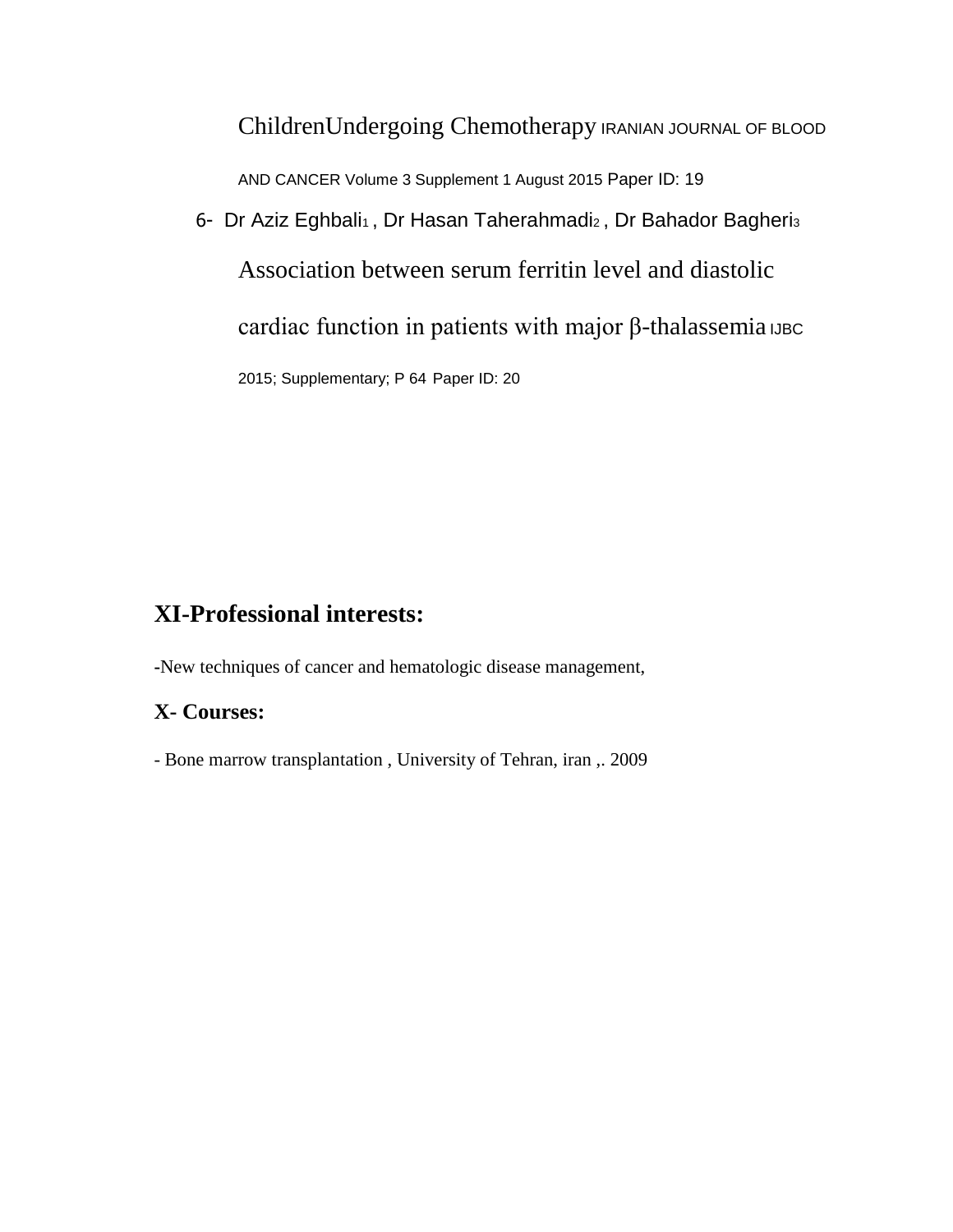ChildrenUndergoing Chemotherapy IRANIAN JOURNAL OF BLOOD AND CANCER Volume 3 Supplement 1 August 2015 Paper ID: 19

6- Dr Aziz Eghbali[1] , Dr Hasan Taherahmadi[2] , Dr Bahador Bagheri[3] Association between serum ferritin level and diastolic cardiac function in patients with major β-thalassemia IJBC 2015; Supplementary; P 64 Paper ID: 20

## XI-Professional interests:

-New techniques of cancer and hematologic disease management,

## X- Courses:

- Bone marrow transplantation , University of Tehran, iran ,. 2009